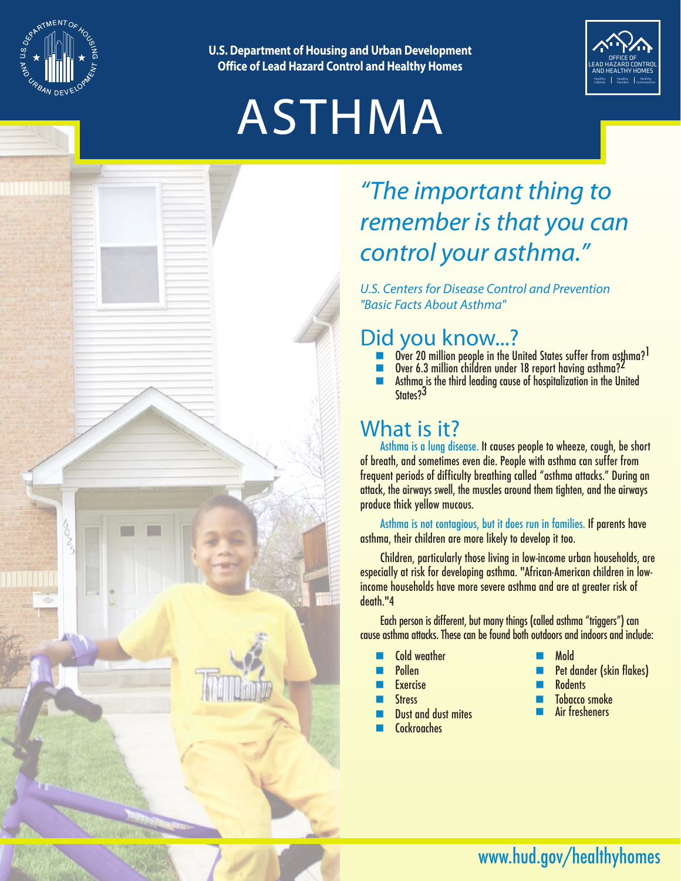U.S. Department of Housing and Urban Development
Office of Lead Hazard Control and Healthy Homes

# ASTHMA

*"The important thing to remember is that you can control your asthma."*

*U.S. Centers for Disease Control and Prevention "Basic Facts About Asthma"*

## Did you know...?

- Over 20 million people in the United States suffer from asthma?[1]
- Over 6.3 million children under 18 report having asthma?[2]
- Asthma is the third leading cause of hospitalization in the United States?[3]

## What is it?

Asthma is a lung disease. It causes people to wheeze, cough, be short of breath, and sometimes even die. People with asthma can suffer from frequent periods of difficulty breathing called "asthma attacks." During an attack, the airways swell, the muscles around them tighten, and the airways produce thick yellow mucous.

Asthma is not contagious, but it does run in families. If parents have asthma, their children are more likely to develop it too.

Children, particularly those living in low-income urban households, are especially at risk for developing asthma. "African-American children in low-income households have more severe asthma and are at greater risk of death."4

Each person is different, but many things (called asthma "triggers") can cause asthma attacks. These can be found both outdoors and indoors and include:

- Cold weather
- Pollen
- Exercise
- Stress
- Dust and dust mites
- Cockroaches
- Mold
- Pet dander (skin flakes)
- Rodents
- Tobacco smoke
- Air fresheners

www.hud.gov/healthyhomes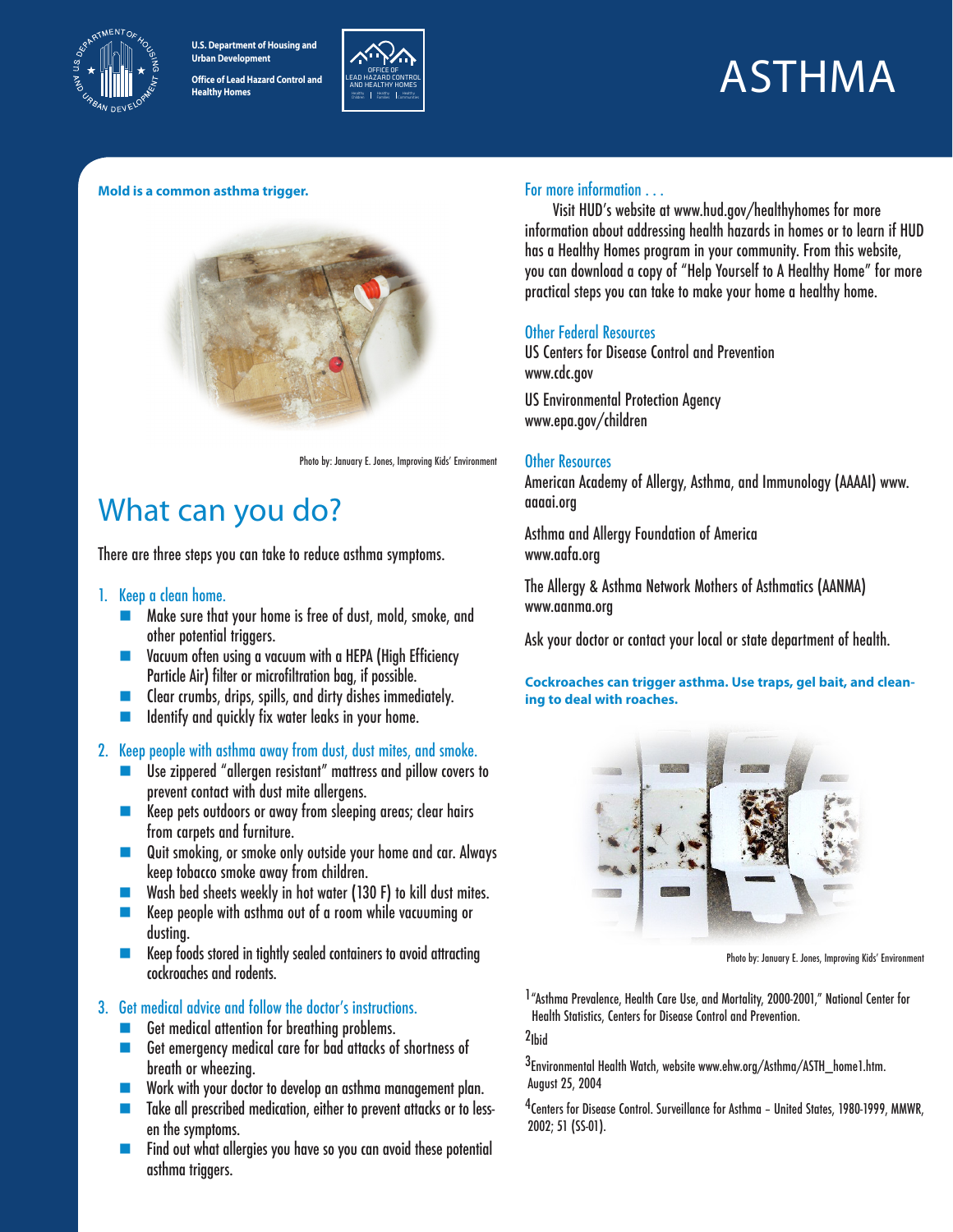# ASTHMA

**Mold is a common asthma trigger.**

Photo by: January E. Jones, Improving Kids' Environment

## What can you do?

There are three steps you can take to reduce asthma symptoms.

1. Keep a clean home.
   - Make sure that your home is free of dust, mold, smoke, and other potential triggers.
   - Vacuum often using a vacuum with a HEPA (High Efficiency Particle Air) filter or microfiltration bag, if possible.
   - Clear crumbs, drips, spills, and dirty dishes immediately.
   - Identify and quickly fix water leaks in your home.
2. Keep people with asthma away from dust, dust mites, and smoke.
   - Use zippered "allergen resistant" mattress and pillow covers to prevent contact with dust mite allergens.
   - Keep pets outdoors or away from sleeping areas; clear hairs from carpets and furniture.
   - Quit smoking, or smoke only outside your home and car. Always keep tobacco smoke away from children.
   - Wash bed sheets weekly in hot water (130 F) to kill dust mites.
   - Keep people with asthma out of a room while vacuuming or dusting.
   - Keep foods stored in tightly sealed containers to avoid attracting cockroaches and rodents.
3. Get medical advice and follow the doctor's instructions.
   - Get medical attention for breathing problems.
   - Get emergency medical care for bad attacks of shortness of breath or wheezing.
   - Work with your doctor to develop an asthma management plan.
   - Take all prescribed medication, either to prevent attacks or to lessen the symptoms.
   - Find out what allergies you have so you can avoid these potential asthma triggers.

### For more information . . .

Visit HUD's website at www.hud.gov/healthyhomes for more information about addressing health hazards in homes or to learn if HUD has a Healthy Homes program in your community. From this website, you can download a copy of "Help Yourself to A Healthy Home" for more practical steps you can take to make your home a healthy home.

### Other Federal Resources

US Centers for Disease Control and Prevention
www.cdc.gov

US Environmental Protection Agency
www.epa.gov/children

### Other Resources

American Academy of Allergy, Asthma, and Immunology (AAAAI) www.aaaai.org

Asthma and Allergy Foundation of America
www.aafa.org

The Allergy & Asthma Network Mothers of Asthmatics (AANMA)
www.aanma.org

Ask your doctor or contact your local or state department of health.

**Cockroaches can trigger asthma. Use traps, gel bait, and cleaning to deal with roaches.**

Photo by: January E. Jones, Improving Kids' Environment

[1] "Asthma Prevalence, Health Care Use, and Mortality, 2000-2001," National Center for Health Statistics, Centers for Disease Control and Prevention.

[2] Ibid

[3] Environmental Health Watch, website www.ehw.org/Asthma/ASTH_home1.htm. August 25, 2004

[4] Centers for Disease Control. Surveillance for Asthma – United States, 1980-1999, MMWR, 2002; 51 (SS-01).